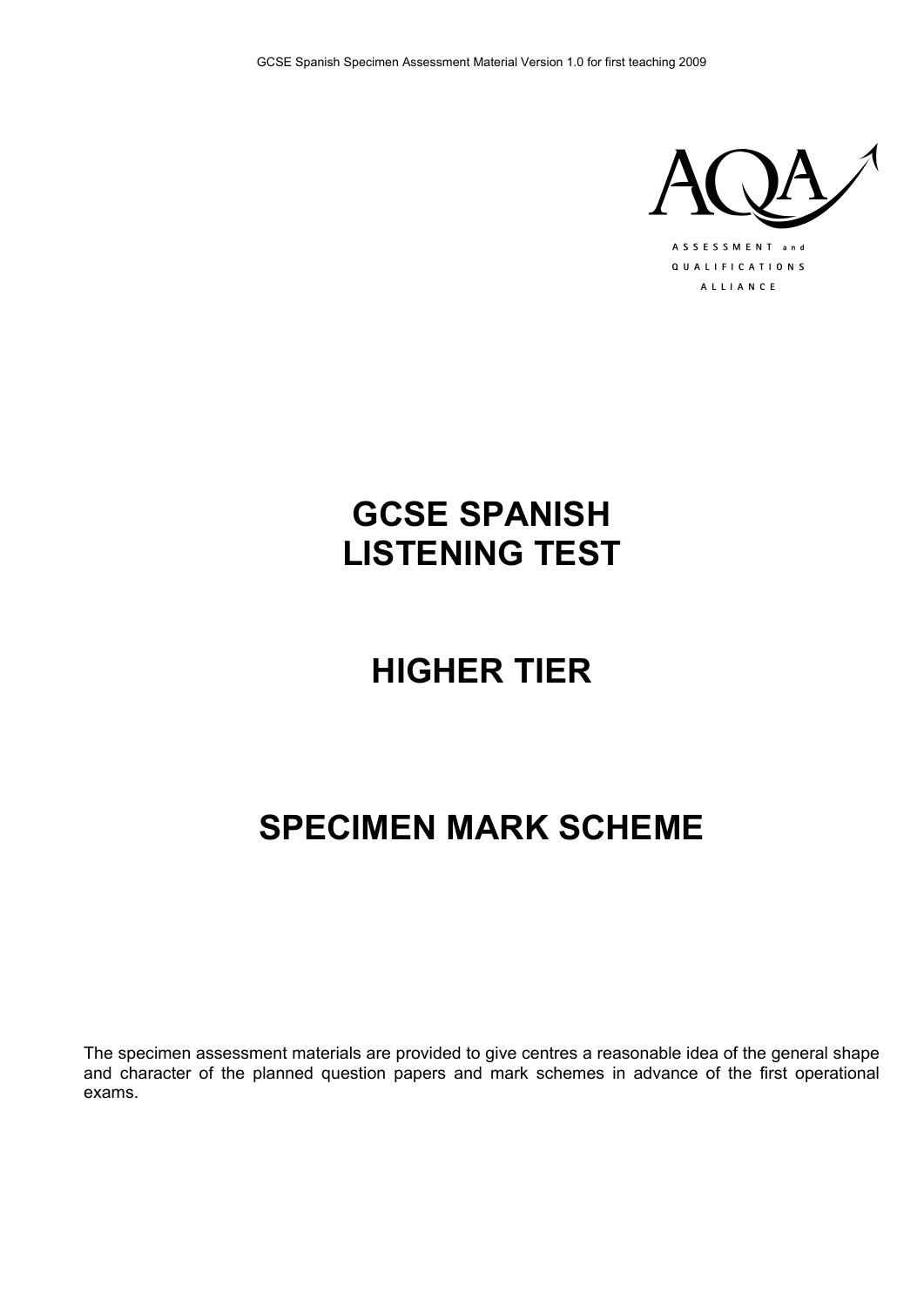AQA

ASSESSMENT and QUALIFICATIONS ALLIANCE

# GCSE SPANISH
# LISTENING TEST

# HIGHER TIER

# SPECIMEN MARK SCHEME

The specimen assessment materials are provided to give centres a reasonable idea of the general shape and character of the planned question papers and mark schemes in advance of the first operational exams.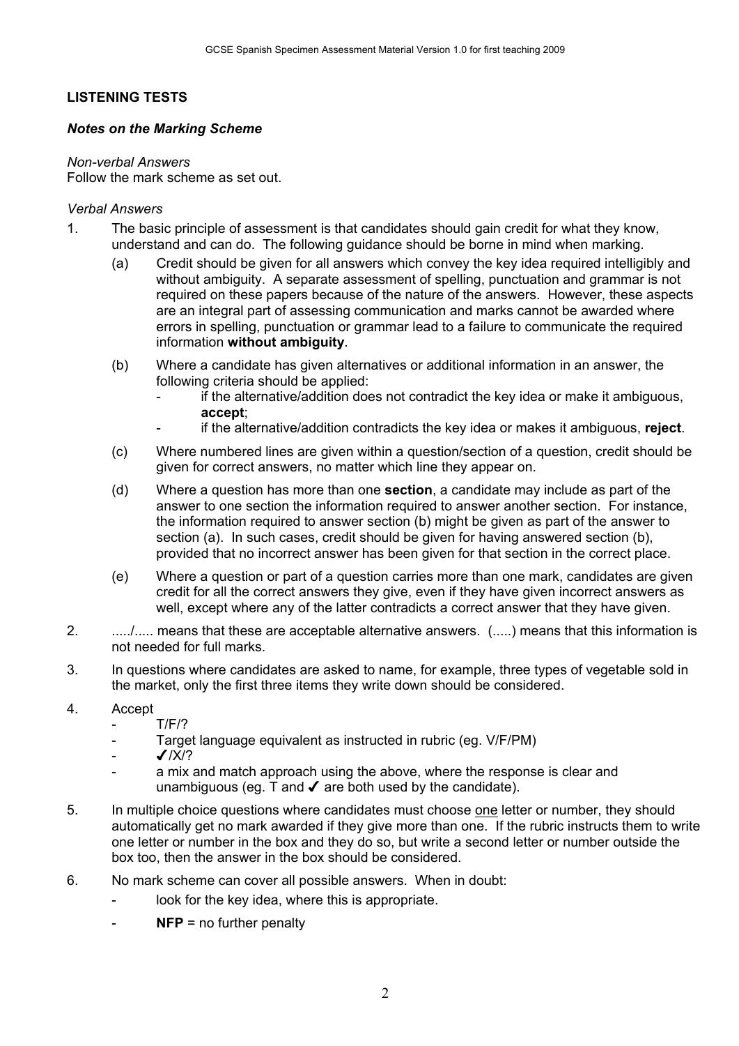## LISTENING TESTS

### *Notes on the Marking Scheme*

*Non-verbal Answers*
Follow the mark scheme as set out.

*Verbal Answers*

1. The basic principle of assessment is that candidates should gain credit for what they know, understand and can do. The following guidance should be borne in mind when marking.
   (a) Credit should be given for all answers which convey the key idea required intelligibly and without ambiguity. A separate assessment of spelling, punctuation and grammar is not required on these papers because of the nature of the answers. However, these aspects are an integral part of assessing communication and marks cannot be awarded where errors in spelling, punctuation or grammar lead to a failure to communicate the required information **without ambiguity**.

   (b) Where a candidate has given alternatives or additional information in an answer, the following criteria should be applied:
      - if the alternative/addition does not contradict the key idea or make it ambiguous, **accept**;
      - if the alternative/addition contradicts the key idea or makes it ambiguous, **reject**.

   (c) Where numbered lines are given within a question/section of a question, credit should be given for correct answers, no matter which line they appear on.

   (d) Where a question has more than one **section**, a candidate may include as part of the answer to one section the information required to answer another section. For instance, the information required to answer section (b) might be given as part of the answer to section (a). In such cases, credit should be given for having answered section (b), provided that no incorrect answer has been given for that section in the correct place.

   (e) Where a question or part of a question carries more than one mark, candidates are given credit for all the correct answers they give, even if they have given incorrect answers as well, except where any of the latter contradicts a correct answer that they have given.

2. ...../..... means that these are acceptable alternative answers. (.....) means that this information is not needed for full marks.

3. In questions where candidates are asked to name, for example, three types of vegetable sold in the market, only the first three items they write down should be considered.

4. Accept
   - T/F/?
   - Target language equivalent as instructed in rubric (eg. V/F/PM)
   - ✓/X/?
   - a mix and match approach using the above, where the response is clear and unambiguous (eg. T and ✓ are both used by the candidate).

5. In multiple choice questions where candidates must choose <u>one</u> letter or number, they should automatically get no mark awarded if they give more than one. If the rubric instructs them to write one letter or number in the box and they do so, but write a second letter or number outside the box too, then the answer in the box should be considered.

6. No mark scheme can cover all possible answers. When in doubt:
   - look for the key idea, where this is appropriate.
   - **NFP** = no further penalty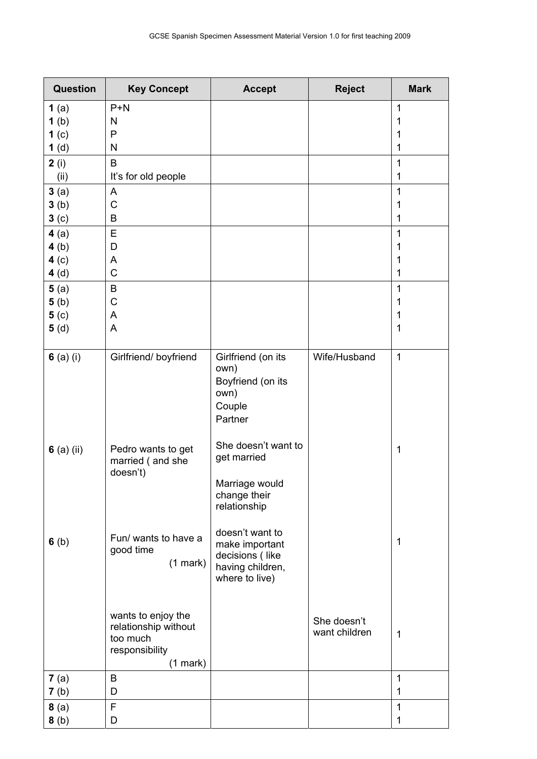| Question | Key Concept | Accept | Reject | Mark |
|---|---|---|---|---|
| **1** (a) | P+N | | | 1 |
| **1** (b) | N | | | 1 |
| **1** (c) | P | | | 1 |
| **1** (d) | N | | | 1 |
| **2** (i) | B | | | 1 |
| (ii) | It's for old people | | | 1 |
| **3** (a) | A | | | 1 |
| **3** (b) | C | | | 1 |
| **3** (c) | B | | | 1 |
| **4** (a) | E | | | 1 |
| **4** (b) | D | | | 1 |
| **4** (c) | A | | | 1 |
| **4** (d) | C | | | 1 |
| **5** (a) | B | | | 1 |
| **5** (b) | C | | | 1 |
| **5** (c) | A | | | 1 |
| **5** (d) | A | | | 1 |
| **6** (a) (i) | Girlfriend/ boyfriend | Girlfriend (on its own)<br>Boyfriend (on its own)<br>Couple<br>Partner | Wife/Husband | 1 |
| **6** (a) (ii) | Pedro wants to get married ( and she doesn't) | She doesn't want to get married<br><br>Marriage would change their relationship | | 1 |
| **6** (b) | Fun/ wants to have a good time (1 mark) | doesn't want to make important decisions ( like having children, where to live) | | 1 |
| | wants to enjoy the relationship without too much responsibility (1 mark) | | She doesn't want children | 1 |
| **7** (a) | B | | | 1 |
| **7** (b) | D | | | 1 |
| **8** (a) | F | | | 1 |
| **8** (b) | D | | | 1 |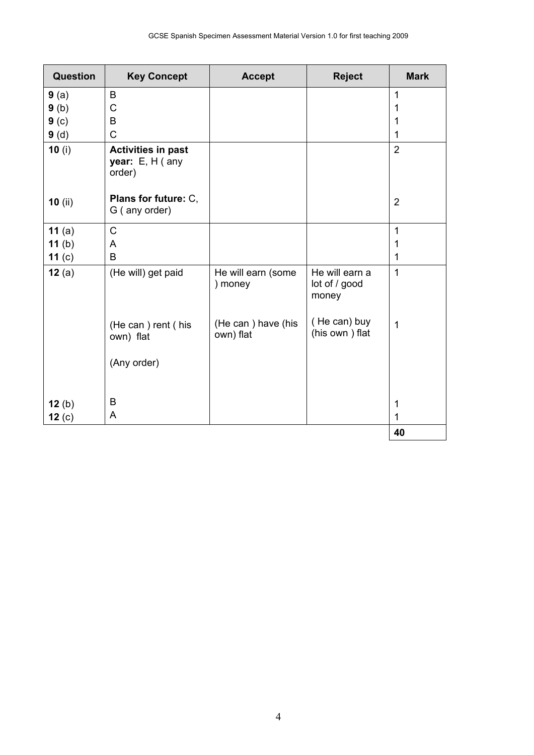| Question | Key Concept | Accept | Reject | Mark |
|---|---|---|---|---|
| **9** (a) | B | | | 1 |
| **9** (b) | C | | | 1 |
| **9** (c) | B | | | 1 |
| **9** (d) | C | | | 1 |
| **10** (i) | **Activities in past year:** E, H ( any order) | | | 2 |
| **10** (ii) | **Plans for future:** C, G ( any order) | | | 2 |
| **11** (a) | C | | | 1 |
| **11** (b) | A | | | 1 |
| **11** (c) | B | | | 1 |
| **12** (a) | (He will) get paid | He will earn (some ) money | He will earn a lot of / good money | 1 |
| | (He can ) rent ( his own) flat | (He can ) have (his own) flat | ( He can) buy (his own ) flat | 1 |
| | (Any order) | | | |
| **12** (b) | B | | | 1 |
| **12** (c) | A | | | 1 |
| | | | | **40** |